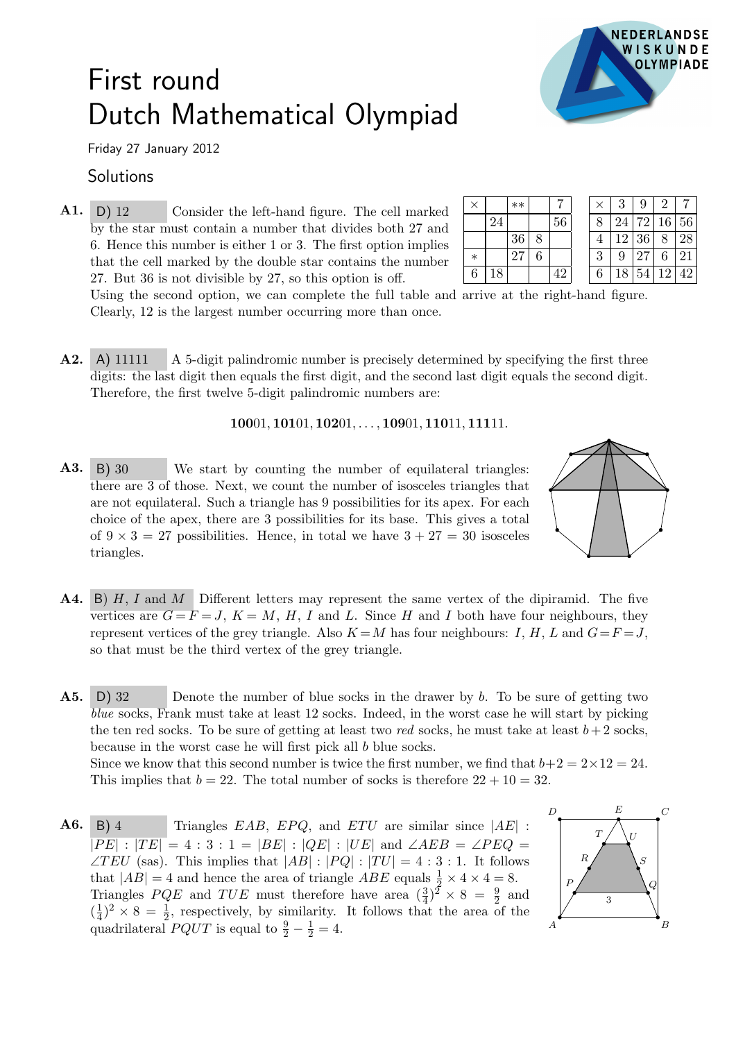# First round Dutch Mathematical Olympiad

Friday 27 January 2012

## Solutions

**A1.** D) 12 Consider the left-hand figure. The cell marked by the star must contain a number that divides both 27 and 6. Hence this number is either 1 or 3. The first option implies that the cell marked by the double star contains the number 27. But 36 is not divisible by 27, so this option is off.

| × | | ** | | 7 |
|---|---|---|---|---|
| | 24 | | | 56 |
| | | 36 | 8 | |
| * | | 27 | 6 | |
| 6 | 18 | | | 42 |

| × | 3 | 9 | 2 | 7 |
|---|---|---|---|---|
| 8 | 24 | 72 | 16 | 56 |
| 4 | 12 | 36 | 8 | 28 |
| 3 | 9 | 27 | 6 | 21 |
| 6 | 18 | 54 | 12 | 42 |

Using the second option, we can complete the full table and arrive at the right-hand figure. Clearly, 12 is the largest number occurring more than once.

**A2.** A) 11111 A 5-digit palindromic number is precisely determined by specifying the first three digits: the last digit then equals the first digit, and the second last digit equals the second digit. Therefore, the first twelve 5-digit palindromic numbers are:

**100**01, **101**01, **102**01, …, **109**01, **110**11, **111**11.

**A3.** B) 30 We start by counting the number of equilateral triangles: there are 3 of those. Next, we count the number of isosceles triangles that are not equilateral. Such a triangle has 9 possibilities for its apex. For each choice of the apex, there are 3 possibilities for its base. This gives a total of $9 \times 3 = 27$ possibilities. Hence, in total we have $3 + 27 = 30$ isosceles triangles.

**A4.** B) $H$, $I$ and $M$ Different letters may represent the same vertex of the dipiramid. The five vertices are $G = F = J$, $K = M$, $H$, $I$ and $L$. Since $H$ and $I$ both have four neighbours, they represent vertices of the grey triangle. Also $K = M$ has four neighbours: $I$, $H$, $L$ and $G = F = J$, so that must be the third vertex of the grey triangle.

**A5.** D) 32 Denote the number of blue socks in the drawer by $b$. To be sure of getting two *blue* socks, Frank must take at least 12 socks. Indeed, in the worst case he will start by picking the ten red socks. To be sure of getting at least two *red* socks, he must take at least $b+2$ socks, because in the worst case he will first pick all $b$ blue socks.
Since we know that this second number is twice the first number, we find that $b+2 = 2\times 12 = 24$. This implies that $b = 22$. The total number of socks is therefore $22 + 10 = 32$.

**A6.** B) 4 Triangles $EAB$, $EPQ$, and $ETU$ are similar since $|AE| : |PE| : |TE| = 4 : 3 : 1 = |BE| : |QE| : |UE|$ and $\angle AEB = \angle PEQ = \angle TEU$ (sas). This implies that $|AB| : |PQ| : |TU| = 4 : 3 : 1$. It follows that $|AB| = 4$ and hence the area of triangle $ABE$ equals $\frac{1}{2} \times 4 \times 4 = 8$. Triangles $PQE$ and $TUE$ must therefore have area $(\frac{3}{4})^2 \times 8 = \frac{9}{2}$ and $(\frac{1}{4})^2 \times 8 = \frac{1}{2}$, respectively, by similarity. It follows that the area of the quadrilateral $PQUT$ is equal to $\frac{9}{2} - \frac{1}{2} = 4$.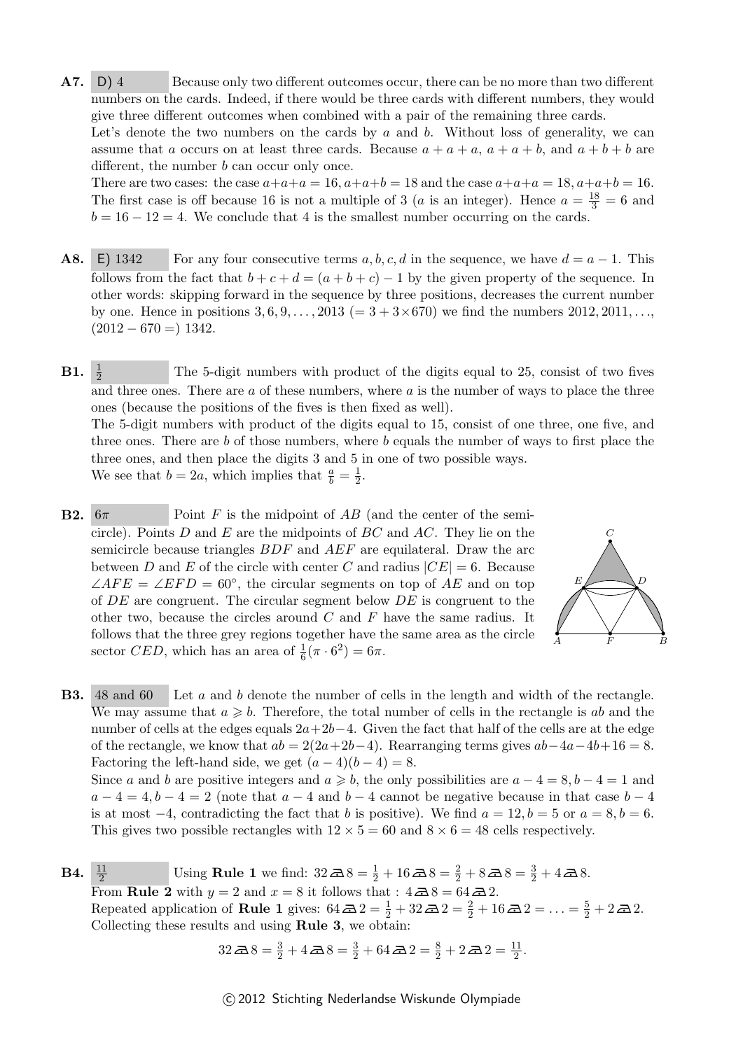**A7.** D) 4 Because only two different outcomes occur, there can be no more than two different numbers on the cards. Indeed, if there would be three cards with different numbers, they would give three different outcomes when combined with a pair of the remaining three cards.

Let's denote the two numbers on the cards by $a$ and $b$. Without loss of generality, we can assume that $a$ occurs on at least three cards. Because $a+a+a$, $a+a+b$, and $a+b+b$ are different, the number $b$ can occur only once.

There are two cases: the case $a+a+a = 16, a+a+b = 18$ and the case $a+a+a = 18, a+a+b = 16$. The first case is off because 16 is not a multiple of 3 ($a$ is an integer). Hence $a = \frac{18}{3} = 6$ and $b = 16 - 12 = 4$. We conclude that 4 is the smallest number occurring on the cards.

**A8.** E) 1342 For any four consecutive terms $a, b, c, d$ in the sequence, we have $d = a - 1$. This follows from the fact that $b + c + d = (a + b + c) - 1$ by the given property of the sequence. In other words: skipping forward in the sequence by three positions, decreases the current number by one. Hence in positions $3, 6, 9, \ldots, 2013$ $(= 3 + 3 \times 670)$ we find the numbers $2012, 2011, \ldots,$ $(2012 - 670 =)$ 1342.

**B1.** $\frac{1}{2}$ The 5-digit numbers with product of the digits equal to 25, consist of two fives and three ones. There are $a$ of these numbers, where $a$ is the number of ways to place the three ones (because the positions of the fives is then fixed as well).

The 5-digit numbers with product of the digits equal to 15, consist of one three, one five, and three ones. There are $b$ of those numbers, where $b$ equals the number of ways to first place the three ones, and then place the digits 3 and 5 in one of two possible ways.

We see that $b = 2a$, which implies that $\frac{a}{b} = \frac{1}{2}$.

**B2.** $6\pi$ Point $F$ is the midpoint of $AB$ (and the center of the semicircle). Points $D$ and $E$ are the midpoints of $BC$ and $AC$. They lie on the semicircle because triangles $BDF$ and $AEF$ are equilateral. Draw the arc between $D$ and $E$ of the circle with center $C$ and radius $|CE| = 6$. Because $\angle AFE = \angle EFD = 60^\circ$, the circular segments on top of $AE$ and on top of $DE$ are congruent. The circular segment below $DE$ is congruent to the other two, because the circles around $C$ and $F$ have the same radius. It follows that the three grey regions together have the same area as the circle sector $CED$, which has an area of $\frac{1}{6}(\pi \cdot 6^2) = 6\pi$.

**B3.** 48 and 60 Let $a$ and $b$ denote the number of cells in the length and width of the rectangle. We may assume that $a \geqslant b$. Therefore, the total number of cells in the rectangle is $ab$ and the number of cells at the edges equals $2a+2b-4$. Given the fact that half of the cells are at the edge of the rectangle, we know that $ab = 2(2a+2b-4)$. Rearranging terms gives $ab-4a-4b+16 = 8$. Factoring the left-hand side, we get $(a-4)(b-4) = 8$.

Since $a$ and $b$ are positive integers and $a \geqslant b$, the only possibilities are $a - 4 = 8, b - 4 = 1$ and $a - 4 = 4, b - 4 = 2$ (note that $a - 4$ and $b - 4$ cannot be negative because in that case $b - 4$ is at most $-4$, contradicting the fact that $b$ is positive). We find $a = 12, b = 5$ or $a = 8, b = 6$. This gives two possible rectangles with $12 \times 5 = 60$ and $8 \times 6 = 48$ cells respectively.

**B4.** $\frac{11}{2}$ Using **Rule 1** we find: $32 \circledast 8 = \frac{1}{2} + 16 \circledast 8 = \frac{2}{2} + 8 \circledast 8 = \frac{3}{2} + 4 \circledast 8$.

From **Rule 2** with $y = 2$ and $x = 8$ it follows that : $4 \circledast 8 = 64 \circledast 2$.

Repeated application of **Rule 1** gives: $64 \circledast 2 = \frac{1}{2} + 32 \circledast 2 = \frac{2}{2} + 16 \circledast 2 = \ldots = \frac{5}{2} + 2 \circledast 2$.

Collecting these results and using **Rule 3**, we obtain:

$$32 \circledast 8 = \frac{3}{2} + 4 \circledast 8 = \frac{3}{2} + 64 \circledast 2 = \frac{8}{2} + 2 \circledast 2 = \frac{11}{2}.$$

© 2012 Stichting Nederlandse Wiskunde Olympiade